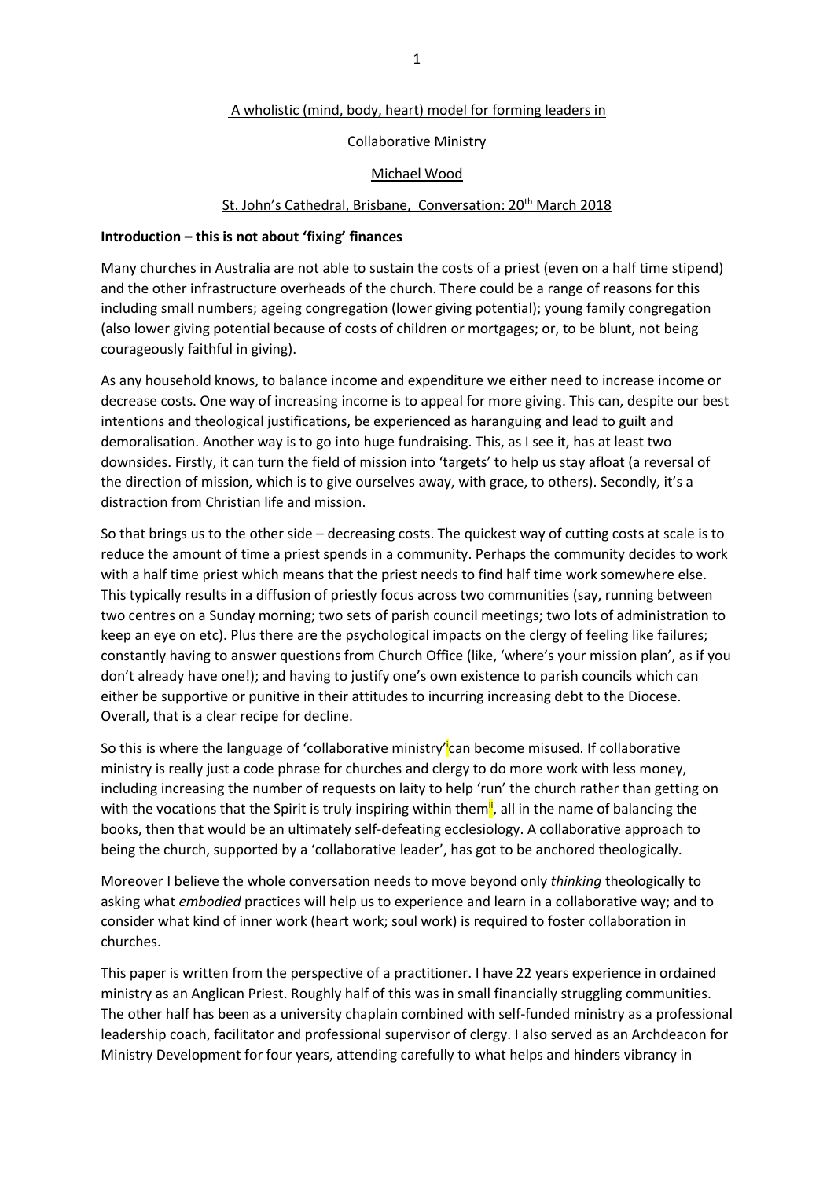A wholistic (mind, body, heart) model for forming leaders in

Collaborative Ministry

Michael Wood

St. John's Cathedral, Brisbane, Conversation: 20th March 2018

**Introduction – this is not about 'fixing' finances**

Many churches in Australia are not able to sustain the costs of a priest (even on a half time stipend) and the other infrastructure overheads of the church. There could be a range of reasons for this including small numbers; ageing congregation (lower giving potential); young family congregation (also lower giving potential because of costs of children or mortgages; or, to be blunt, not being courageously faithful in giving).

As any household knows, to balance income and expenditure we either need to increase income or decrease costs. One way of increasing income is to appeal for more giving. This can, despite our best intentions and theological justifications, be experienced as haranguing and lead to guilt and demoralisation. Another way is to go into huge fundraising. This, as I see it, has at least two downsides. Firstly, it can turn the field of mission into 'targets' to help us stay afloat (a reversal of the direction of mission, which is to give ourselves away, with grace, to others). Secondly, it's a distraction from Christian life and mission.

So that brings us to the other side – decreasing costs. The quickest way of cutting costs at scale is to reduce the amount of time a priest spends in a community. Perhaps the community decides to work with a half time priest which means that the priest needs to find half time work somewhere else. This typically results in a diffusion of priestly focus across two communities (say, running between two centres on a Sunday morning; two sets of parish council meetings; two lots of administration to keep an eye on etc). Plus there are the psychological impacts on the clergy of feeling like failures; constantly having to answer questions from Church Office (like, 'where's your mission plan', as if you don't already have one!); and having to justify one's own existence to parish councils which can either be supportive or punitive in their attitudes to incurring increasing debt to the Diocese. Overall, that is a clear recipe for decline.

So this is where the language of 'collaborative ministry'[i] can become misused. If collaborative ministry is really just a code phrase for churches and clergy to do more work with less money, including increasing the number of requests on laity to help 'run' the church rather than getting on with the vocations that the Spirit is truly inspiring within them[ii], all in the name of balancing the books, then that would be an ultimately self-defeating ecclesiology. A collaborative approach to being the church, supported by a 'collaborative leader', has got to be anchored theologically.

Moreover I believe the whole conversation needs to move beyond only *thinking* theologically to asking what *embodied* practices will help us to experience and learn in a collaborative way; and to consider what kind of inner work (heart work; soul work) is required to foster collaboration in churches.

This paper is written from the perspective of a practitioner. I have 22 years experience in ordained ministry as an Anglican Priest. Roughly half of this was in small financially struggling communities. The other half has been as a university chaplain combined with self-funded ministry as a professional leadership coach, facilitator and professional supervisor of clergy. I also served as an Archdeacon for Ministry Development for four years, attending carefully to what helps and hinders vibrancy in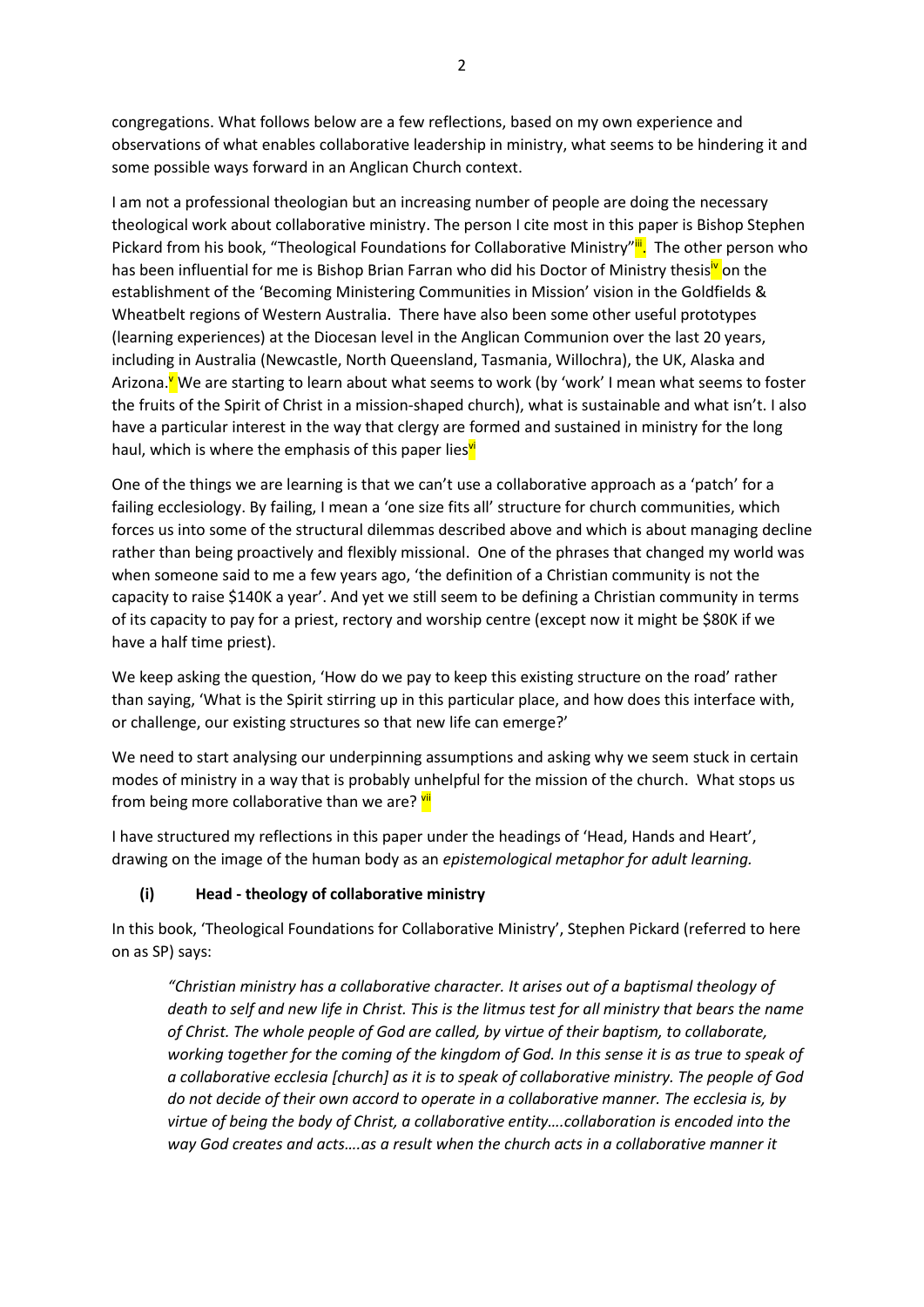congregations. What follows below are a few reflections, based on my own experience and observations of what enables collaborative leadership in ministry, what seems to be hindering it and some possible ways forward in an Anglican Church context.

I am not a professional theologian but an increasing number of people are doing the necessary theological work about collaborative ministry. The person I cite most in this paper is Bishop Stephen Pickard from his book, "Theological Foundations for Collaborative Ministry"[iii]. The other person who has been influential for me is Bishop Brian Farran who did his Doctor of Ministry thesis[iv] on the establishment of the 'Becoming Ministering Communities in Mission' vision in the Goldfields & Wheatbelt regions of Western Australia. There have also been some other useful prototypes (learning experiences) at the Diocesan level in the Anglican Communion over the last 20 years, including in Australia (Newcastle, North Queensland, Tasmania, Willochra), the UK, Alaska and Arizona.[v] We are starting to learn about what seems to work (by 'work' I mean what seems to foster the fruits of the Spirit of Christ in a mission-shaped church), what is sustainable and what isn't. I also have a particular interest in the way that clergy are formed and sustained in ministry for the long haul, which is where the emphasis of this paper lies[vi]

One of the things we are learning is that we can't use a collaborative approach as a 'patch' for a failing ecclesiology. By failing, I mean a 'one size fits all' structure for church communities, which forces us into some of the structural dilemmas described above and which is about managing decline rather than being proactively and flexibly missional. One of the phrases that changed my world was when someone said to me a few years ago, 'the definition of a Christian community is not the capacity to raise $140K a year'. And yet we still seem to be defining a Christian community in terms of its capacity to pay for a priest, rectory and worship centre (except now it might be $80K if we have a half time priest).

We keep asking the question, 'How do we pay to keep this existing structure on the road' rather than saying, 'What is the Spirit stirring up in this particular place, and how does this interface with, or challenge, our existing structures so that new life can emerge?'

We need to start analysing our underpinning assumptions and asking why we seem stuck in certain modes of ministry in a way that is probably unhelpful for the mission of the church. What stops us from being more collaborative than we are? [vii]

I have structured my reflections in this paper under the headings of 'Head, Hands and Heart', drawing on the image of the human body as an *epistemological metaphor for adult learning.*

### (i) Head - theology of collaborative ministry

In this book, 'Theological Foundations for Collaborative Ministry', Stephen Pickard (referred to here on as SP) says:

> *"Christian ministry has a collaborative character. It arises out of a baptismal theology of death to self and new life in Christ. This is the litmus test for all ministry that bears the name of Christ. The whole people of God are called, by virtue of their baptism, to collaborate, working together for the coming of the kingdom of God. In this sense it is as true to speak of a collaborative ecclesia [church] as it is to speak of collaborative ministry. The people of God do not decide of their own accord to operate in a collaborative manner. The ecclesia is, by virtue of being the body of Christ, a collaborative entity….collaboration is encoded into the way God creates and acts….as a result when the church acts in a collaborative manner it*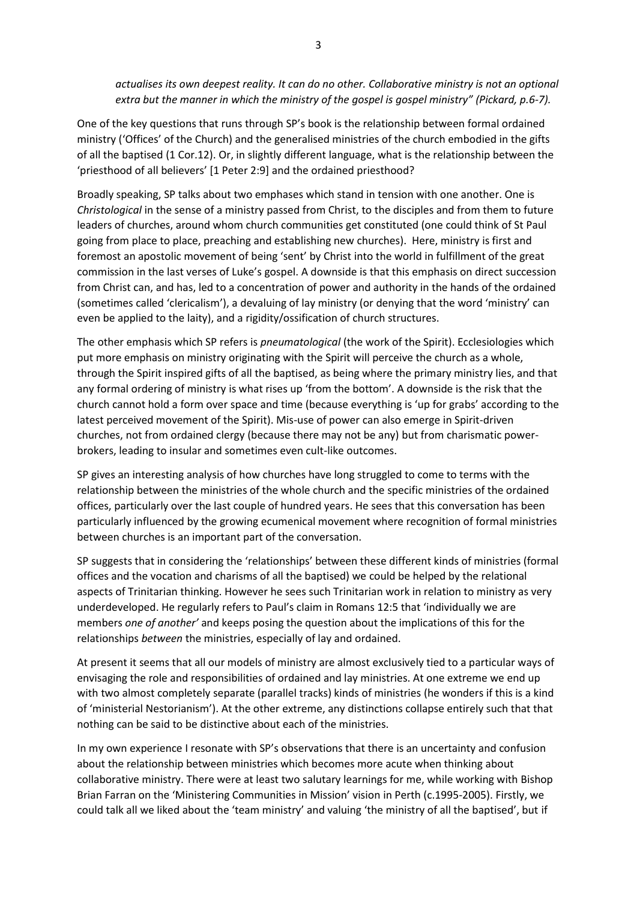*actualises its own deepest reality. It can do no other. Collaborative ministry is not an optional extra but the manner in which the ministry of the gospel is gospel ministry" (Pickard, p.6-7).*

One of the key questions that runs through SP's book is the relationship between formal ordained ministry ('Offices' of the Church) and the generalised ministries of the church embodied in the gifts of all the baptised (1 Cor.12). Or, in slightly different language, what is the relationship between the 'priesthood of all believers' [1 Peter 2:9] and the ordained priesthood?

Broadly speaking, SP talks about two emphases which stand in tension with one another. One is *Christological* in the sense of a ministry passed from Christ, to the disciples and from them to future leaders of churches, around whom church communities get constituted (one could think of St Paul going from place to place, preaching and establishing new churches). Here, ministry is first and foremost an apostolic movement of being 'sent' by Christ into the world in fulfillment of the great commission in the last verses of Luke's gospel. A downside is that this emphasis on direct succession from Christ can, and has, led to a concentration of power and authority in the hands of the ordained (sometimes called 'clericalism'), a devaluing of lay ministry (or denying that the word 'ministry' can even be applied to the laity), and a rigidity/ossification of church structures.

The other emphasis which SP refers is *pneumatological* (the work of the Spirit). Ecclesiologies which put more emphasis on ministry originating with the Spirit will perceive the church as a whole, through the Spirit inspired gifts of all the baptised, as being where the primary ministry lies, and that any formal ordering of ministry is what rises up 'from the bottom'. A downside is the risk that the church cannot hold a form over space and time (because everything is 'up for grabs' according to the latest perceived movement of the Spirit). Mis-use of power can also emerge in Spirit-driven churches, not from ordained clergy (because there may not be any) but from charismatic power-brokers, leading to insular and sometimes even cult-like outcomes.

SP gives an interesting analysis of how churches have long struggled to come to terms with the relationship between the ministries of the whole church and the specific ministries of the ordained offices, particularly over the last couple of hundred years. He sees that this conversation has been particularly influenced by the growing ecumenical movement where recognition of formal ministries between churches is an important part of the conversation.

SP suggests that in considering the 'relationships' between these different kinds of ministries (formal offices and the vocation and charisms of all the baptised) we could be helped by the relational aspects of Trinitarian thinking. However he sees such Trinitarian work in relation to ministry as very underdeveloped. He regularly refers to Paul's claim in Romans 12:5 that 'individually we are members *one of another'* and keeps posing the question about the implications of this for the relationships *between* the ministries, especially of lay and ordained.

At present it seems that all our models of ministry are almost exclusively tied to a particular ways of envisaging the role and responsibilities of ordained and lay ministries. At one extreme we end up with two almost completely separate (parallel tracks) kinds of ministries (he wonders if this is a kind of 'ministerial Nestorianism'). At the other extreme, any distinctions collapse entirely such that that nothing can be said to be distinctive about each of the ministries.

In my own experience I resonate with SP's observations that there is an uncertainty and confusion about the relationship between ministries which becomes more acute when thinking about collaborative ministry. There were at least two salutary learnings for me, while working with Bishop Brian Farran on the 'Ministering Communities in Mission' vision in Perth (c.1995-2005). Firstly, we could talk all we liked about the 'team ministry' and valuing 'the ministry of all the baptised', but if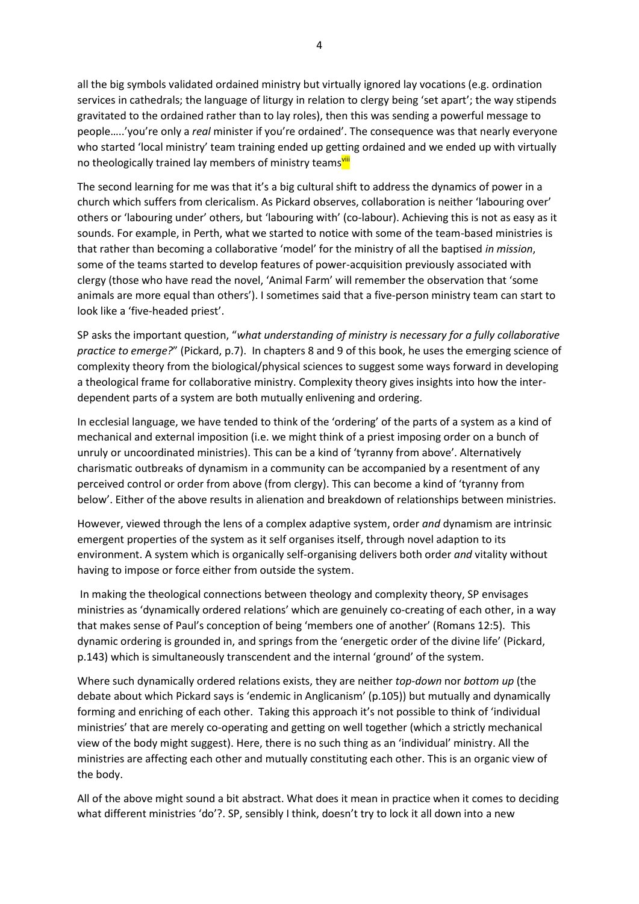all the big symbols validated ordained ministry but virtually ignored lay vocations (e.g. ordination services in cathedrals; the language of liturgy in relation to clergy being 'set apart'; the way stipends gravitated to the ordained rather than to lay roles), then this was sending a powerful message to people…..'you're only a *real* minister if you're ordained'. The consequence was that nearly everyone who started 'local ministry' team training ended up getting ordained and we ended up with virtually no theologically trained lay members of ministry teams[viii]

The second learning for me was that it's a big cultural shift to address the dynamics of power in a church which suffers from clericalism. As Pickard observes, collaboration is neither 'labouring over' others or 'labouring under' others, but 'labouring with' (co-labour). Achieving this is not as easy as it sounds. For example, in Perth, what we started to notice with some of the team-based ministries is that rather than becoming a collaborative 'model' for the ministry of all the baptised *in mission*, some of the teams started to develop features of power-acquisition previously associated with clergy (those who have read the novel, 'Animal Farm' will remember the observation that 'some animals are more equal than others'). I sometimes said that a five-person ministry team can start to look like a 'five-headed priest'.

SP asks the important question, "*what understanding of ministry is necessary for a fully collaborative practice to emerge?*" (Pickard, p.7). In chapters 8 and 9 of this book, he uses the emerging science of complexity theory from the biological/physical sciences to suggest some ways forward in developing a theological frame for collaborative ministry. Complexity theory gives insights into how the inter-dependent parts of a system are both mutually enlivening and ordering.

In ecclesial language, we have tended to think of the 'ordering' of the parts of a system as a kind of mechanical and external imposition (i.e. we might think of a priest imposing order on a bunch of unruly or uncoordinated ministries). This can be a kind of 'tyranny from above'. Alternatively charismatic outbreaks of dynamism in a community can be accompanied by a resentment of any perceived control or order from above (from clergy). This can become a kind of 'tyranny from below'. Either of the above results in alienation and breakdown of relationships between ministries.

However, viewed through the lens of a complex adaptive system, order *and* dynamism are intrinsic emergent properties of the system as it self organises itself, through novel adaption to its environment. A system which is organically self-organising delivers both order *and* vitality without having to impose or force either from outside the system.

In making the theological connections between theology and complexity theory, SP envisages ministries as 'dynamically ordered relations' which are genuinely co-creating of each other, in a way that makes sense of Paul's conception of being 'members one of another' (Romans 12:5). This dynamic ordering is grounded in, and springs from the 'energetic order of the divine life' (Pickard, p.143) which is simultaneously transcendent and the internal 'ground' of the system.

Where such dynamically ordered relations exists, they are neither *top-down* nor *bottom up* (the debate about which Pickard says is 'endemic in Anglicanism' (p.105)) but mutually and dynamically forming and enriching of each other. Taking this approach it's not possible to think of 'individual ministries' that are merely co-operating and getting on well together (which a strictly mechanical view of the body might suggest). Here, there is no such thing as an 'individual' ministry. All the ministries are affecting each other and mutually constituting each other. This is an organic view of the body.

All of the above might sound a bit abstract. What does it mean in practice when it comes to deciding what different ministries 'do'?. SP, sensibly I think, doesn't try to lock it all down into a new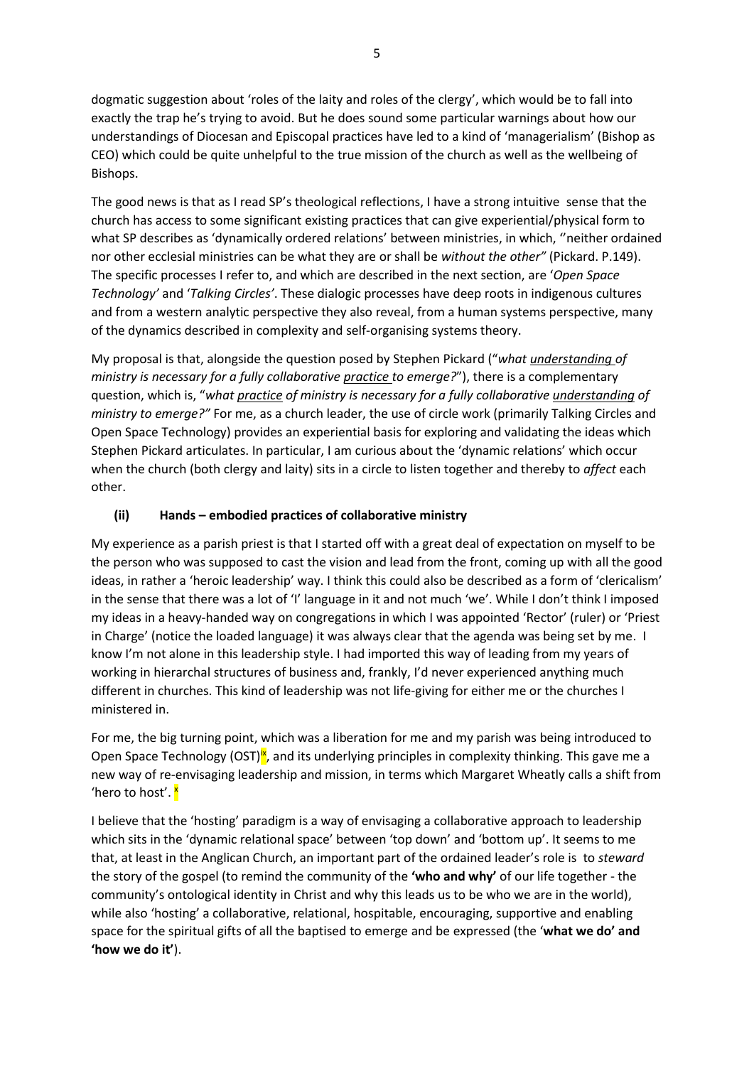dogmatic suggestion about 'roles of the laity and roles of the clergy', which would be to fall into exactly the trap he's trying to avoid. But he does sound some particular warnings about how our understandings of Diocesan and Episcopal practices have led to a kind of 'managerialism' (Bishop as CEO) which could be quite unhelpful to the true mission of the church as well as the wellbeing of Bishops.

The good news is that as I read SP's theological reflections, I have a strong intuitive sense that the church has access to some significant existing practices that can give experiential/physical form to what SP describes as 'dynamically ordered relations' between ministries, in which, ''neither ordained nor other ecclesial ministries can be what they are or shall be *without the other"* (Pickard. P.149). The specific processes I refer to, and which are described in the next section, are '*Open Space Technology'* and '*Talking Circles'*. These dialogic processes have deep roots in indigenous cultures and from a western analytic perspective they also reveal, from a human systems perspective, many of the dynamics described in complexity and self-organising systems theory.

My proposal is that, alongside the question posed by Stephen Pickard ("*what understanding of ministry is necessary for a fully collaborative practice to emerge?*"), there is a complementary question, which is, "*what practice of ministry is necessary for a fully collaborative understanding of ministry to emerge?"* For me, as a church leader, the use of circle work (primarily Talking Circles and Open Space Technology) provides an experiential basis for exploring and validating the ideas which Stephen Pickard articulates. In particular, I am curious about the 'dynamic relations' which occur when the church (both clergy and laity) sits in a circle to listen together and thereby to *affect* each other.

### (ii) Hands – embodied practices of collaborative ministry

My experience as a parish priest is that I started off with a great deal of expectation on myself to be the person who was supposed to cast the vision and lead from the front, coming up with all the good ideas, in rather a 'heroic leadership' way. I think this could also be described as a form of 'clericalism' in the sense that there was a lot of 'I' language in it and not much 'we'. While I don't think I imposed my ideas in a heavy-handed way on congregations in which I was appointed 'Rector' (ruler) or 'Priest in Charge' (notice the loaded language) it was always clear that the agenda was being set by me. I know I'm not alone in this leadership style. I had imported this way of leading from my years of working in hierarchal structures of business and, frankly, I'd never experienced anything much different in churches. This kind of leadership was not life-giving for either me or the churches I ministered in.

For me, the big turning point, which was a liberation for me and my parish was being introduced to Open Space Technology (OST)[ix], and its underlying principles in complexity thinking. This gave me a new way of re-envisaging leadership and mission, in terms which Margaret Wheatly calls a shift from 'hero to host'. [x]

I believe that the 'hosting' paradigm is a way of envisaging a collaborative approach to leadership which sits in the 'dynamic relational space' between 'top down' and 'bottom up'. It seems to me that, at least in the Anglican Church, an important part of the ordained leader's role is to *steward* the story of the gospel (to remind the community of the **'who and why'** of our life together - the community's ontological identity in Christ and why this leads us to be who we are in the world), while also 'hosting' a collaborative, relational, hospitable, encouraging, supportive and enabling space for the spiritual gifts of all the baptised to emerge and be expressed (the '**what we do' and 'how we do it'**).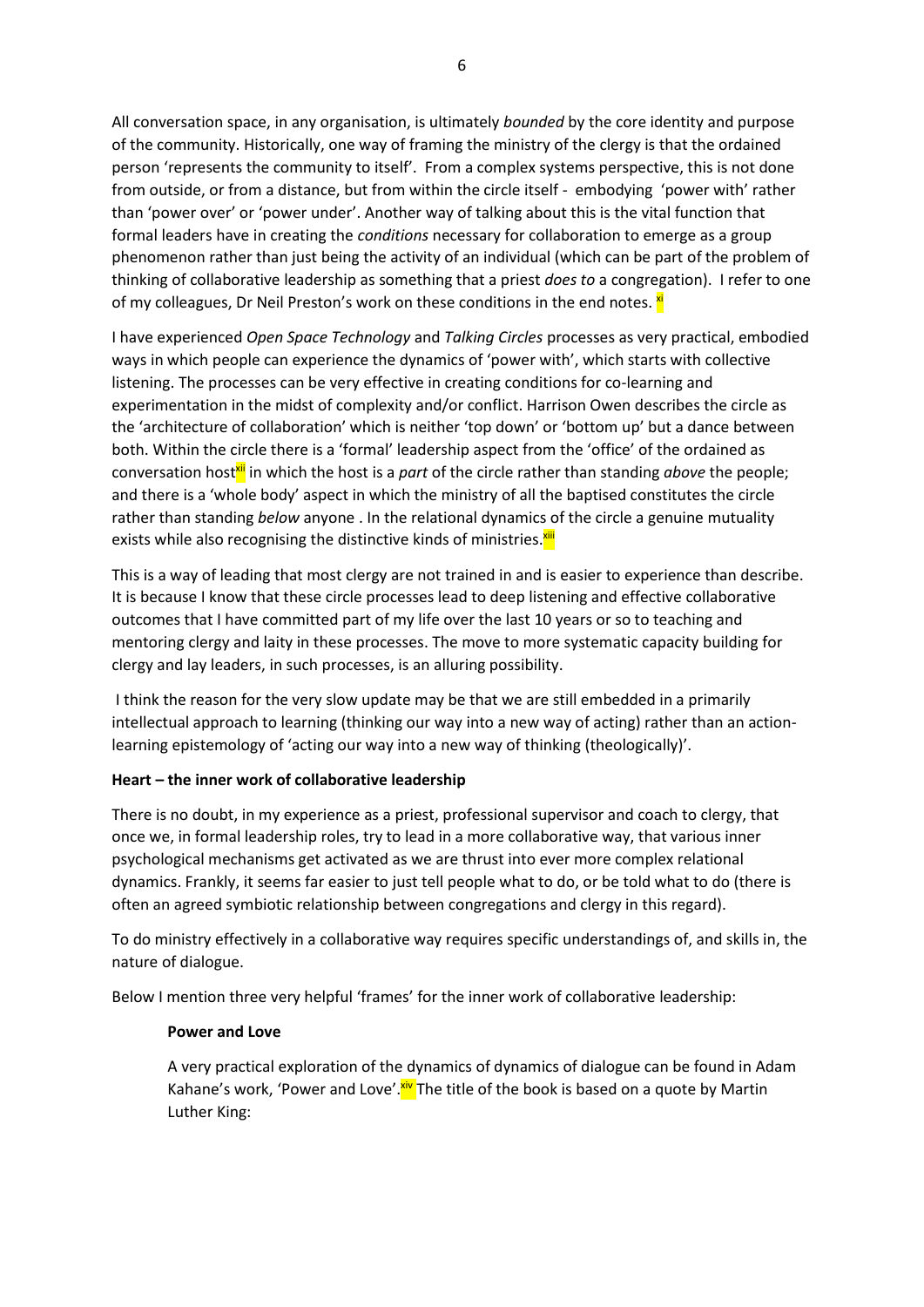All conversation space, in any organisation, is ultimately *bounded* by the core identity and purpose of the community. Historically, one way of framing the ministry of the clergy is that the ordained person 'represents the community to itself'. From a complex systems perspective, this is not done from outside, or from a distance, but from within the circle itself - embodying 'power with' rather than 'power over' or 'power under'. Another way of talking about this is the vital function that formal leaders have in creating the *conditions* necessary for collaboration to emerge as a group phenomenon rather than just being the activity of an individual (which can be part of the problem of thinking of collaborative leadership as something that a priest *does to* a congregation). I refer to one of my colleagues, Dr Neil Preston's work on these conditions in the end notes. [xi]

I have experienced *Open Space Technology* and *Talking Circles* processes as very practical, embodied ways in which people can experience the dynamics of 'power with', which starts with collective listening. The processes can be very effective in creating conditions for co-learning and experimentation in the midst of complexity and/or conflict. Harrison Owen describes the circle as the 'architecture of collaboration' which is neither 'top down' or 'bottom up' but a dance between both. Within the circle there is a 'formal' leadership aspect from the 'office' of the ordained as conversation host[xii] in which the host is a *part* of the circle rather than standing *above* the people; and there is a 'whole body' aspect in which the ministry of all the baptised constitutes the circle rather than standing *below* anyone . In the relational dynamics of the circle a genuine mutuality exists while also recognising the distinctive kinds of ministries.[xiii]

This is a way of leading that most clergy are not trained in and is easier to experience than describe. It is because I know that these circle processes lead to deep listening and effective collaborative outcomes that I have committed part of my life over the last 10 years or so to teaching and mentoring clergy and laity in these processes. The move to more systematic capacity building for clergy and lay leaders, in such processes, is an alluring possibility.

I think the reason for the very slow update may be that we are still embedded in a primarily intellectual approach to learning (thinking our way into a new way of acting) rather than an action-learning epistemology of 'acting our way into a new way of thinking (theologically)'.

**Heart – the inner work of collaborative leadership**

There is no doubt, in my experience as a priest, professional supervisor and coach to clergy, that once we, in formal leadership roles, try to lead in a more collaborative way, that various inner psychological mechanisms get activated as we are thrust into ever more complex relational dynamics. Frankly, it seems far easier to just tell people what to do, or be told what to do (there is often an agreed symbiotic relationship between congregations and clergy in this regard).

To do ministry effectively in a collaborative way requires specific understandings of, and skills in, the nature of dialogue.

Below I mention three very helpful 'frames' for the inner work of collaborative leadership:

**Power and Love**

A very practical exploration of the dynamics of dynamics of dialogue can be found in Adam Kahane's work, 'Power and Love'.[xiv] The title of the book is based on a quote by Martin Luther King: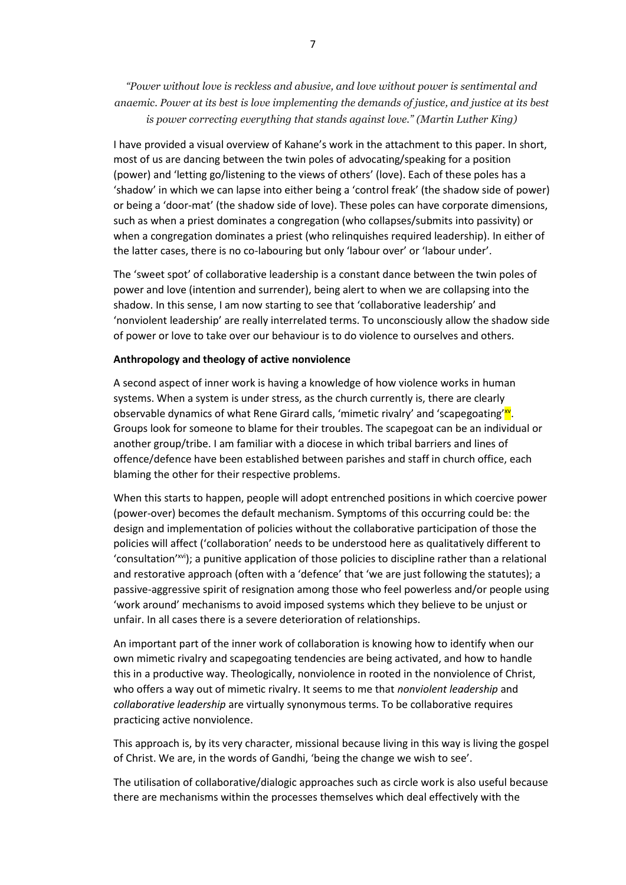*"Power without love is reckless and abusive, and love without power is sentimental and anaemic. Power at its best is love implementing the demands of justice, and justice at its best is power correcting everything that stands against love." (Martin Luther King)*

I have provided a visual overview of Kahane's work in the attachment to this paper. In short, most of us are dancing between the twin poles of advocating/speaking for a position (power) and 'letting go/listening to the views of others' (love). Each of these poles has a 'shadow' in which we can lapse into either being a 'control freak' (the shadow side of power) or being a 'door-mat' (the shadow side of love). These poles can have corporate dimensions, such as when a priest dominates a congregation (who collapses/submits into passivity) or when a congregation dominates a priest (who relinquishes required leadership). In either of the latter cases, there is no co-labouring but only 'labour over' or 'labour under'.

The 'sweet spot' of collaborative leadership is a constant dance between the twin poles of power and love (intention and surrender), being alert to when we are collapsing into the shadow. In this sense, I am now starting to see that 'collaborative leadership' and 'nonviolent leadership' are really interrelated terms. To unconsciously allow the shadow side of power or love to take over our behaviour is to do violence to ourselves and others.

**Anthropology and theology of active nonviolence**

A second aspect of inner work is having a knowledge of how violence works in human systems. When a system is under stress, as the church currently is, there are clearly observable dynamics of what Rene Girard calls, 'mimetic rivalry' and 'scapegoating'[xv]. Groups look for someone to blame for their troubles. The scapegoat can be an individual or another group/tribe. I am familiar with a diocese in which tribal barriers and lines of offence/defence have been established between parishes and staff in church office, each blaming the other for their respective problems.

When this starts to happen, people will adopt entrenched positions in which coercive power (power-over) becomes the default mechanism. Symptoms of this occurring could be: the design and implementation of policies without the collaborative participation of those the policies will affect ('collaboration' needs to be understood here as qualitatively different to 'consultation'[xvi]); a punitive application of those policies to discipline rather than a relational and restorative approach (often with a 'defence' that 'we are just following the statutes); a passive-aggressive spirit of resignation among those who feel powerless and/or people using 'work around' mechanisms to avoid imposed systems which they believe to be unjust or unfair. In all cases there is a severe deterioration of relationships.

An important part of the inner work of collaboration is knowing how to identify when our own mimetic rivalry and scapegoating tendencies are being activated, and how to handle this in a productive way. Theologically, nonviolence in rooted in the nonviolence of Christ, who offers a way out of mimetic rivalry. It seems to me that *nonviolent leadership* and *collaborative leadership* are virtually synonymous terms. To be collaborative requires practicing active nonviolence.

This approach is, by its very character, missional because living in this way is living the gospel of Christ. We are, in the words of Gandhi, 'being the change we wish to see'.

The utilisation of collaborative/dialogic approaches such as circle work is also useful because there are mechanisms within the processes themselves which deal effectively with the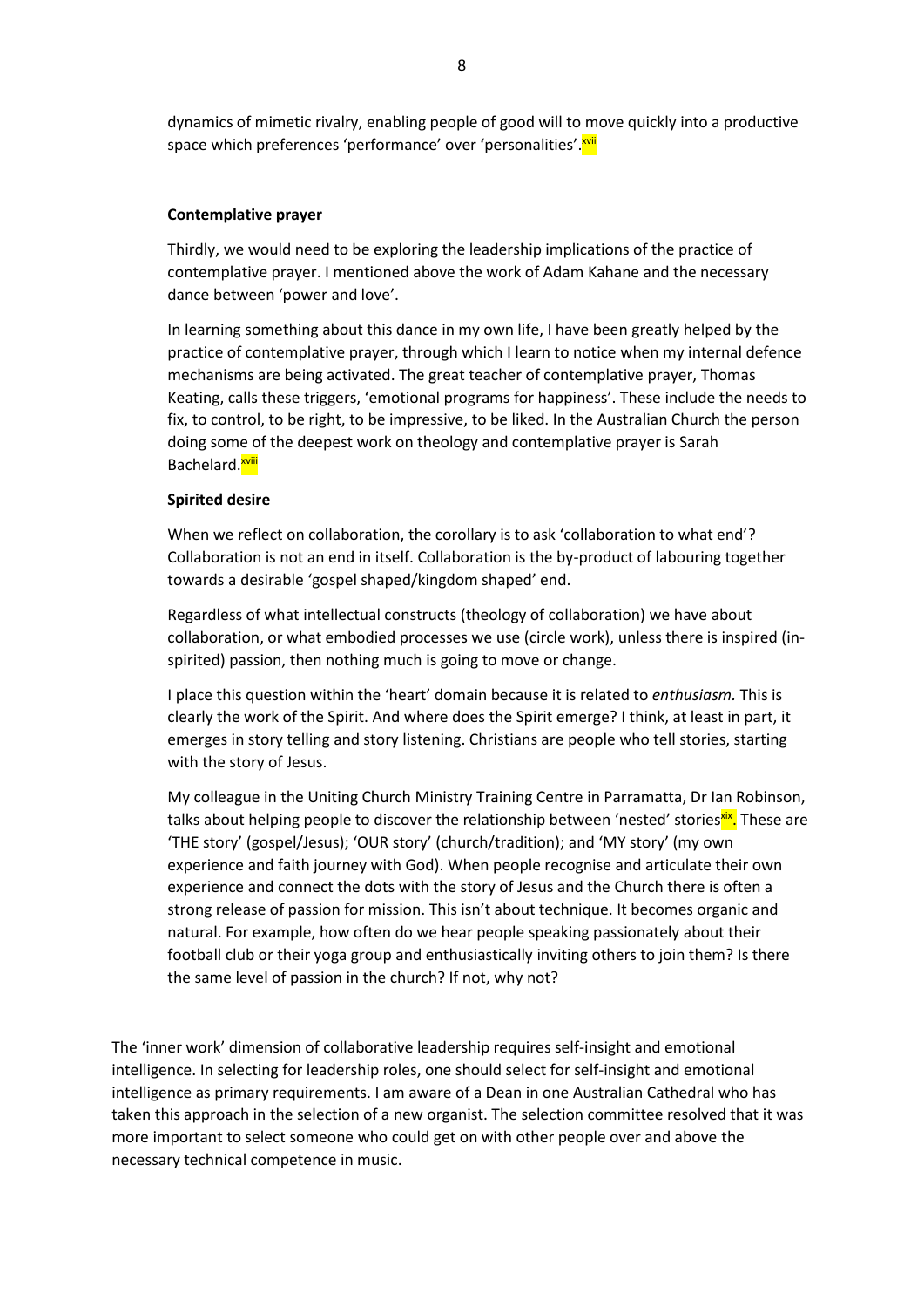dynamics of mimetic rivalry, enabling people of good will to move quickly into a productive space which preferences 'performance' over 'personalities'.[xvii]

**Contemplative prayer**

Thirdly, we would need to be exploring the leadership implications of the practice of contemplative prayer. I mentioned above the work of Adam Kahane and the necessary dance between 'power and love'.

In learning something about this dance in my own life, I have been greatly helped by the practice of contemplative prayer, through which I learn to notice when my internal defence mechanisms are being activated. The great teacher of contemplative prayer, Thomas Keating, calls these triggers, 'emotional programs for happiness'. These include the needs to fix, to control, to be right, to be impressive, to be liked. In the Australian Church the person doing some of the deepest work on theology and contemplative prayer is Sarah Bachelard.[xviii]

**Spirited desire**

When we reflect on collaboration, the corollary is to ask 'collaboration to what end'? Collaboration is not an end in itself. Collaboration is the by-product of labouring together towards a desirable 'gospel shaped/kingdom shaped' end.

Regardless of what intellectual constructs (theology of collaboration) we have about collaboration, or what embodied processes we use (circle work), unless there is inspired (in-spirited) passion, then nothing much is going to move or change.

I place this question within the 'heart' domain because it is related to *enthusiasm.* This is clearly the work of the Spirit. And where does the Spirit emerge? I think, at least in part, it emerges in story telling and story listening. Christians are people who tell stories, starting with the story of Jesus.

My colleague in the Uniting Church Ministry Training Centre in Parramatta, Dr Ian Robinson, talks about helping people to discover the relationship between 'nested' stories[xix]. These are 'THE story' (gospel/Jesus); 'OUR story' (church/tradition); and 'MY story' (my own experience and faith journey with God). When people recognise and articulate their own experience and connect the dots with the story of Jesus and the Church there is often a strong release of passion for mission. This isn't about technique. It becomes organic and natural. For example, how often do we hear people speaking passionately about their football club or their yoga group and enthusiastically inviting others to join them? Is there the same level of passion in the church? If not, why not?

The 'inner work' dimension of collaborative leadership requires self-insight and emotional intelligence. In selecting for leadership roles, one should select for self-insight and emotional intelligence as primary requirements. I am aware of a Dean in one Australian Cathedral who has taken this approach in the selection of a new organist. The selection committee resolved that it was more important to select someone who could get on with other people over and above the necessary technical competence in music.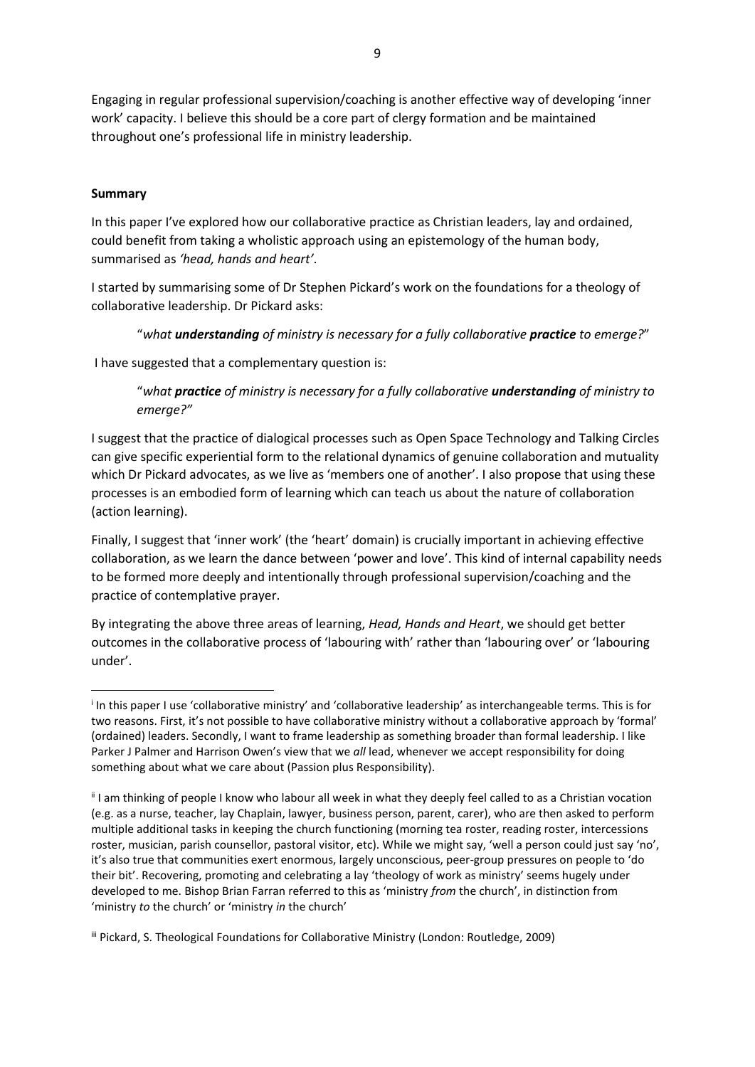Engaging in regular professional supervision/coaching is another effective way of developing 'inner work' capacity. I believe this should be a core part of clergy formation and be maintained throughout one's professional life in ministry leadership.

**Summary**

In this paper I've explored how our collaborative practice as Christian leaders, lay and ordained, could benefit from taking a wholistic approach using an epistemology of the human body, summarised as *'head, hands and heart'*.

I started by summarising some of Dr Stephen Pickard's work on the foundations for a theology of collaborative leadership. Dr Pickard asks:

> "*what **understanding** of ministry is necessary for a fully collaborative **practice** to emerge?*"

I have suggested that a complementary question is:

> "*what **practice** of ministry is necessary for a fully collaborative **understanding** of ministry to emerge?"*

I suggest that the practice of dialogical processes such as Open Space Technology and Talking Circles can give specific experiential form to the relational dynamics of genuine collaboration and mutuality which Dr Pickard advocates, as we live as 'members one of another'. I also propose that using these processes is an embodied form of learning which can teach us about the nature of collaboration (action learning).

Finally, I suggest that 'inner work' (the 'heart' domain) is crucially important in achieving effective collaboration, as we learn the dance between 'power and love'. This kind of internal capability needs to be formed more deeply and intentionally through professional supervision/coaching and the practice of contemplative prayer.

By integrating the above three areas of learning, *Head, Hands and Heart*, we should get better outcomes in the collaborative process of 'labouring with' rather than 'labouring over' or 'labouring under'.

---

[i] In this paper I use 'collaborative ministry' and 'collaborative leadership' as interchangeable terms. This is for two reasons. First, it's not possible to have collaborative ministry without a collaborative approach by 'formal' (ordained) leaders. Secondly, I want to frame leadership as something broader than formal leadership. I like Parker J Palmer and Harrison Owen's view that we *all* lead, whenever we accept responsibility for doing something about what we care about (Passion plus Responsibility).

[ii] I am thinking of people I know who labour all week in what they deeply feel called to as a Christian vocation (e.g. as a nurse, teacher, lay Chaplain, lawyer, business person, parent, carer), who are then asked to perform multiple additional tasks in keeping the church functioning (morning tea roster, reading roster, intercessions roster, musician, parish counsellor, pastoral visitor, etc). While we might say, 'well a person could just say 'no', it's also true that communities exert enormous, largely unconscious, peer-group pressures on people to 'do their bit'. Recovering, promoting and celebrating a lay 'theology of work as ministry' seems hugely under developed to me. Bishop Brian Farran referred to this as 'ministry *from* the church', in distinction from 'ministry *to* the church' or 'ministry *in* the church'

[iii] Pickard, S. Theological Foundations for Collaborative Ministry (London: Routledge, 2009)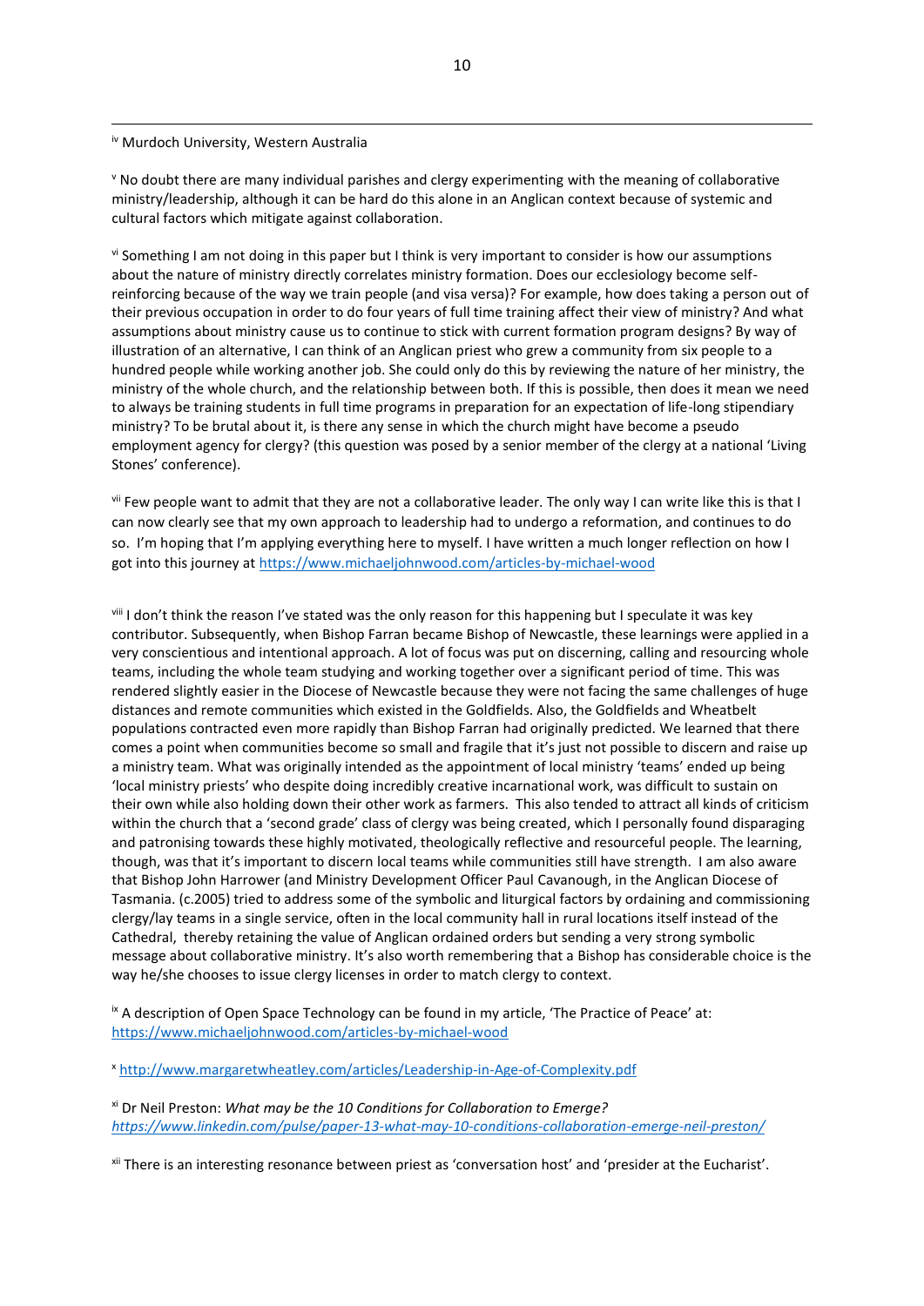[iv] Murdoch University, Western Australia

[v] No doubt there are many individual parishes and clergy experimenting with the meaning of collaborative ministry/leadership, although it can be hard do this alone in an Anglican context because of systemic and cultural factors which mitigate against collaboration.

[vi] Something I am not doing in this paper but I think is very important to consider is how our assumptions about the nature of ministry directly correlates ministry formation. Does our ecclesiology become self-reinforcing because of the way we train people (and visa versa)? For example, how does taking a person out of their previous occupation in order to do four years of full time training affect their view of ministry? And what assumptions about ministry cause us to continue to stick with current formation program designs? By way of illustration of an alternative, I can think of an Anglican priest who grew a community from six people to a hundred people while working another job. She could only do this by reviewing the nature of her ministry, the ministry of the whole church, and the relationship between both. If this is possible, then does it mean we need to always be training students in full time programs in preparation for an expectation of life-long stipendiary ministry? To be brutal about it, is there any sense in which the church might have become a pseudo employment agency for clergy? (this question was posed by a senior member of the clergy at a national 'Living Stones' conference).

[vii] Few people want to admit that they are not a collaborative leader. The only way I can write like this is that I can now clearly see that my own approach to leadership had to undergo a reformation, and continues to do so. I'm hoping that I'm applying everything here to myself. I have written a much longer reflection on how I got into this journey at https://www.michaeljohnwood.com/articles-by-michael-wood

[viii] I don't think the reason I've stated was the only reason for this happening but I speculate it was key contributor. Subsequently, when Bishop Farran became Bishop of Newcastle, these learnings were applied in a very conscientious and intentional approach. A lot of focus was put on discerning, calling and resourcing whole teams, including the whole team studying and working together over a significant period of time. This was rendered slightly easier in the Diocese of Newcastle because they were not facing the same challenges of huge distances and remote communities which existed in the Goldfields. Also, the Goldfields and Wheatbelt populations contracted even more rapidly than Bishop Farran had originally predicted. We learned that there comes a point when communities become so small and fragile that it's just not possible to discern and raise up a ministry team. What was originally intended as the appointment of local ministry 'teams' ended up being 'local ministry priests' who despite doing incredibly creative incarnational work, was difficult to sustain on their own while also holding down their other work as farmers. This also tended to attract all kinds of criticism within the church that a 'second grade' class of clergy was being created, which I personally found disparaging and patronising towards these highly motivated, theologically reflective and resourceful people. The learning, though, was that it's important to discern local teams while communities still have strength. I am also aware that Bishop John Harrower (and Ministry Development Officer Paul Cavanough, in the Anglican Diocese of Tasmania. (c.2005) tried to address some of the symbolic and liturgical factors by ordaining and commissioning clergy/lay teams in a single service, often in the local community hall in rural locations itself instead of the Cathedral, thereby retaining the value of Anglican ordained orders but sending a very strong symbolic message about collaborative ministry. It's also worth remembering that a Bishop has considerable choice is the way he/she chooses to issue clergy licenses in order to match clergy to context.

[ix] A description of Open Space Technology can be found in my article, 'The Practice of Peace' at: https://www.michaeljohnwood.com/articles-by-michael-wood

[x] http://www.margaretwheatley.com/articles/Leadership-in-Age-of-Complexity.pdf

[xi] Dr Neil Preston: *What may be the 10 Conditions for Collaboration to Emerge?* *https://www.linkedin.com/pulse/paper-13-what-may-10-conditions-collaboration-emerge-neil-preston/*

[xii] There is an interesting resonance between priest as 'conversation host' and 'presider at the Eucharist'.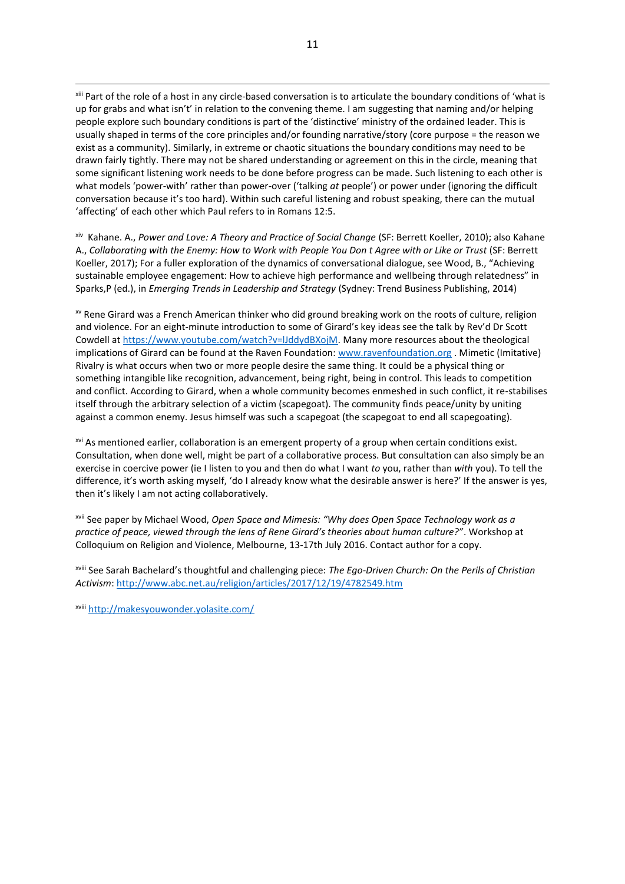[xiii] Part of the role of a host in any circle-based conversation is to articulate the boundary conditions of 'what is up for grabs and what isn't' in relation to the convening theme. I am suggesting that naming and/or helping people explore such boundary conditions is part of the 'distinctive' ministry of the ordained leader. This is usually shaped in terms of the core principles and/or founding narrative/story (core purpose = the reason we exist as a community). Similarly, in extreme or chaotic situations the boundary conditions may need to be drawn fairly tightly. There may not be shared understanding or agreement on this in the circle, meaning that some significant listening work needs to be done before progress can be made. Such listening to each other is what models 'power-with' rather than power-over ('talking *at* people') or power under (ignoring the difficult conversation because it's too hard). Within such careful listening and robust speaking, there can the mutual 'affecting' of each other which Paul refers to in Romans 12:5.

[xiv] Kahane. A., *Power and Love: A Theory and Practice of Social Change* (SF: Berrett Koeller, 2010); also Kahane A., *Collaborating with the Enemy: How to Work with People You Don t Agree with or Like or Trust* (SF: Berrett Koeller, 2017); For a fuller exploration of the dynamics of conversational dialogue, see Wood, B., "Achieving sustainable employee engagement: How to achieve high performance and wellbeing through relatedness" in Sparks,P (ed.), in *Emerging Trends in Leadership and Strategy* (Sydney: Trend Business Publishing, 2014)

[xv] Rene Girard was a French American thinker who did ground breaking work on the roots of culture, religion and violence. For an eight-minute introduction to some of Girard's key ideas see the talk by Rev'd Dr Scott Cowdell at https://www.youtube.com/watch?v=lJddydBXojM. Many more resources about the theological implications of Girard can be found at the Raven Foundation: www.ravenfoundation.org . Mimetic (Imitative) Rivalry is what occurs when two or more people desire the same thing. It could be a physical thing or something intangible like recognition, advancement, being right, being in control. This leads to competition and conflict. According to Girard, when a whole community becomes enmeshed in such conflict, it re-stabilises itself through the arbitrary selection of a victim (scapegoat). The community finds peace/unity by uniting against a common enemy. Jesus himself was such a scapegoat (the scapegoat to end all scapegoating).

[xvi] As mentioned earlier, collaboration is an emergent property of a group when certain conditions exist. Consultation, when done well, might be part of a collaborative process. But consultation can also simply be an exercise in coercive power (ie I listen to you and then do what I want *to* you, rather than *with* you). To tell the difference, it's worth asking myself, 'do I already know what the desirable answer is here?' If the answer is yes, then it's likely I am not acting collaboratively.

[xvii] See paper by Michael Wood, *Open Space and Mimesis: "Why does Open Space Technology work as a practice of peace, viewed through the lens of Rene Girard's theories about human culture?"*. Workshop at Colloquium on Religion and Violence, Melbourne, 13-17th July 2016. Contact author for a copy.

[xviii] See Sarah Bachelard's thoughtful and challenging piece: *The Ego-Driven Church: On the Perils of Christian Activism*: http://www.abc.net.au/religion/articles/2017/12/19/4782549.htm

[xviii] http://makesyouwonder.yolasite.com/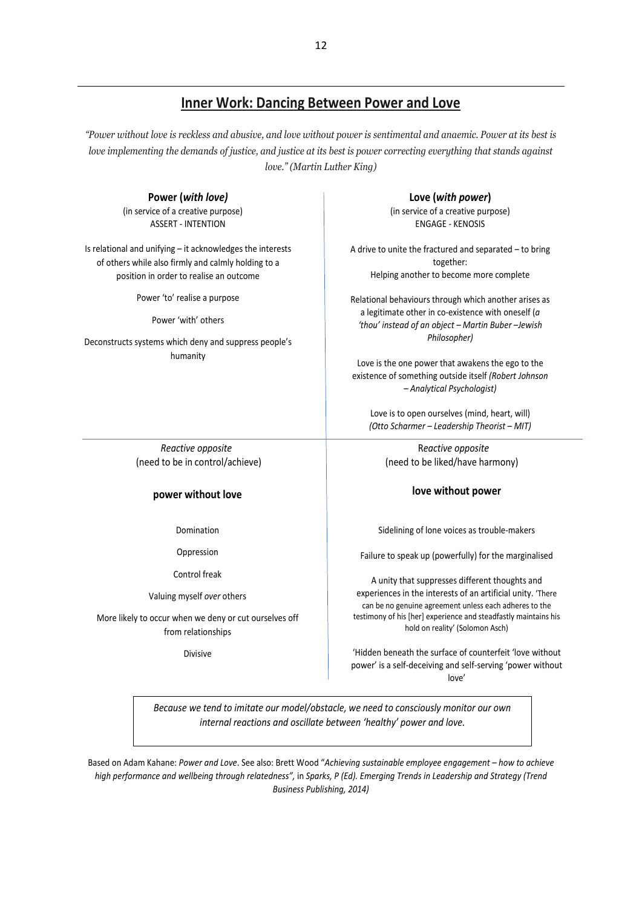## Inner Work: Dancing Between Power and Love

*"Power without love is reckless and abusive, and love without power is sentimental and anaemic. Power at its best is love implementing the demands of justice, and justice at its best is power correcting everything that stands against love." (Martin Luther King)*

| **Power (*with love)*** | **Love (*with power*)** |
|---|---|
| (in service of a creative purpose)<br>ASSERT - INTENTION | (in service of a creative purpose)<br>ENGAGE - KENOSIS |
| Is relational and unifying – it acknowledges the interests of others while also firmly and calmly holding to a position in order to realise an outcome<br><br>Power 'to' realise a purpose<br><br>Power 'with' others<br><br>Deconstructs systems which deny and suppress people's humanity | A drive to unite the fractured and separated – to bring together:<br>Helping another to become more complete<br><br>Relational behaviours through which another arises as a legitimate other in co-existence with oneself (*a 'thou' instead of an object – Martin Buber –Jewish Philosopher)*<br><br>Love is the one power that awakens the ego to the existence of something outside itself *(Robert Johnson – Analytical Psychologist)*<br><br>Love is to open ourselves (mind, heart, will) *(Otto Scharmer – Leadership Theorist – MIT)* |
| *Reactive opposite*<br>(need to be in control/achieve) | Reactive opposite<br>(need to be liked/have harmony) |
| **power without love** | **love without power** |
| Domination<br><br>Oppression<br><br>Control freak<br><br>Valuing myself *over* others<br><br>More likely to occur when we deny or cut ourselves off from relationships<br><br>Divisive | Sidelining of lone voices as trouble-makers<br><br>Failure to speak up (powerfully) for the marginalised<br><br>A unity that suppresses different thoughts and experiences in the interests of an artificial unity. 'There can be no genuine agreement unless each adheres to the testimony of his [her] experience and steadfastly maintains his hold on reality' (Solomon Asch)<br><br>'Hidden beneath the surface of counterfeit 'love without power' is a self-deceiving and self-serving 'power without love' |

*Because we tend to imitate our model/obstacle, we need to consciously monitor our own internal reactions and oscillate between 'healthy' power and love.*

Based on Adam Kahane: *Power and Love*. See also: Brett Wood "*Achieving sustainable employee engagement – how to achieve high performance and wellbeing through relatedness",* in *Sparks, P (Ed). Emerging Trends in Leadership and Strategy (Trend Business Publishing, 2014)*